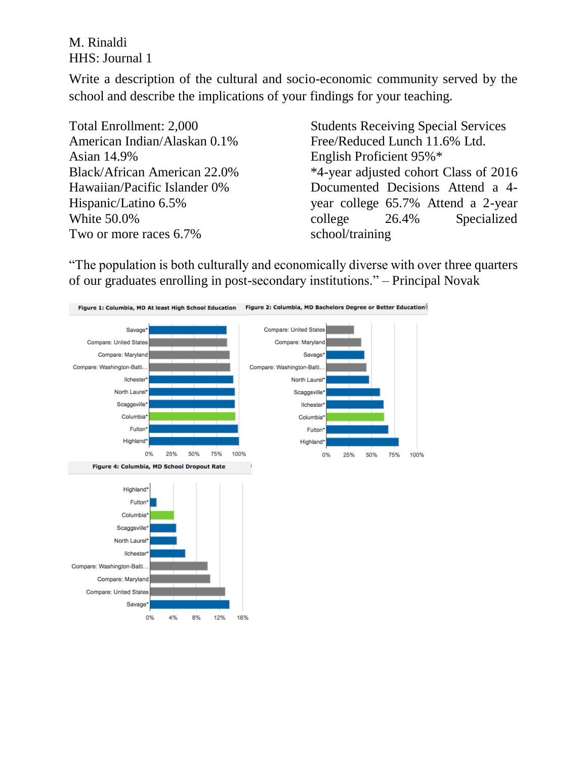M. Rinaldi
HHS: Journal 1

Write a description of the cultural and socio-economic community served by the school and describe the implications of your findings for your teaching.

Total Enrollment: 2,000
American Indian/Alaskan 0.1%
Asian 14.9%
Black/African American 22.0%
Hawaiian/Pacific Islander 0%
Hispanic/Latino 6.5%
White 50.0%
Two or more races 6.7%

Students Receiving Special Services
Free/Reduced Lunch 11.6% Ltd.
English Proficient 95%*
*4-year adjusted cohort Class of 2016
Documented Decisions Attend a 4-year college 65.7% Attend a 2-year college 26.4% Specialized school/training

"The population is both culturally and economically diverse with over three quarters of our graduates enrolling in post-secondary institutions." – Principal Novak

**Figure 1: Columbia, MD At least High School Education**

Savage*, Compare: United States, Compare: Maryland, Compare: Washington-Balti…, Ilchester*, North Laurel*, Scaggsville*, Columbia*, Fulton*, Highland*

0% 25% 50% 75% 100%

**Figure 2: Columbia, MD Bachelors Degree or Better Education**

Compare: United States, Compare: Maryland, Savage*, Compare: Washington-Balti…, North Laurel*, Scaggsville*, Ilchester*, Columbia*, Fulton*, Highland*

0% 25% 50% 75% 100%

**Figure 4: Columbia, MD School Dropout Rate**

Highland*, Fulton*, Columbia*, Scaggsville*, North Laurel*, Ilchester*, Compare: Washington-Balti…, Compare: Maryland, Compare: United States, Savage*

0% 4% 8% 12% 16%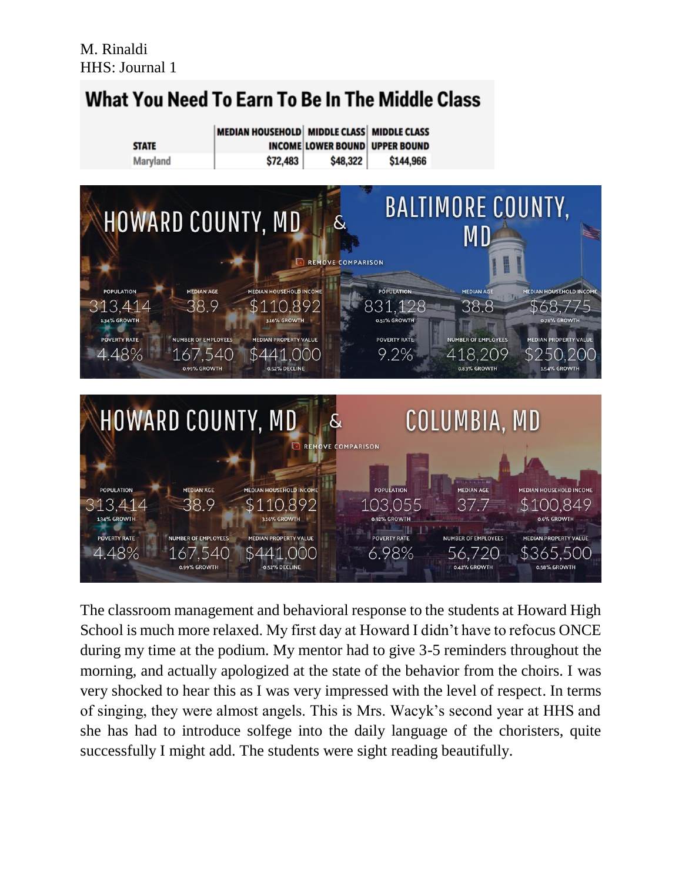M. Rinaldi
HHS: Journal 1

## What You Need To Earn To Be In The Middle Class

| STATE | MEDIAN HOUSEHOLD INCOME | MIDDLE CLASS LOWER BOUND | MIDDLE CLASS UPPER BOUND |
|---|---|---|---|
| Maryland | $72,483 | $48,322 | $144,966 |

| | HOWARD COUNTY, MD | BALTIMORE COUNTY, MD |
|---|---|---|
| POPULATION | 313,414 (1.34% GROWTH) | 831,128 (0.51% GROWTH) |
| MEDIAN AGE | 38.9 | 38.8 |
| MEDIAN HOUSEHOLD INCOME | $110,892 (3.16% GROWTH) | $68,775 (0.76% GROWTH) |
| POVERTY RATE | 4.48% | 9.2% |
| NUMBER OF EMPLOYEES | 167,540 (0.99% GROWTH) | 418,209 (0.83% GROWTH) |
| MEDIAN PROPERTY VALUE | $441,000 (-0.52% DECLINE) | $250,200 (1.54% GROWTH) |

| | HOWARD COUNTY, MD | COLUMBIA, MD |
|---|---|---|
| POPULATION | 313,414 (1.34% GROWTH) | 103,055 (0.92% GROWTH) |
| MEDIAN AGE | 38.9 | 37.7 |
| MEDIAN HOUSEHOLD INCOME | $110,892 (3.16% GROWTH) | $100,849 (0.6% GROWTH) |
| POVERTY RATE | 4.48% | 6.98% |
| NUMBER OF EMPLOYEES | 167,540 (0.99% GROWTH) | 56,720 (0.42% GROWTH) |
| MEDIAN PROPERTY VALUE | $441,000 (-0.52% DECLINE) | $365,500 (0.58% GROWTH) |

The classroom management and behavioral response to the students at Howard High School is much more relaxed. My first day at Howard I didn't have to refocus ONCE during my time at the podium. My mentor had to give 3-5 reminders throughout the morning, and actually apologized at the state of the behavior from the choirs. I was very shocked to hear this as I was very impressed with the level of respect. In terms of singing, they were almost angels. This is Mrs. Wacyk's second year at HHS and she has had to introduce solfege into the daily language of the choristers, quite successfully I might add. The students were sight reading beautifully.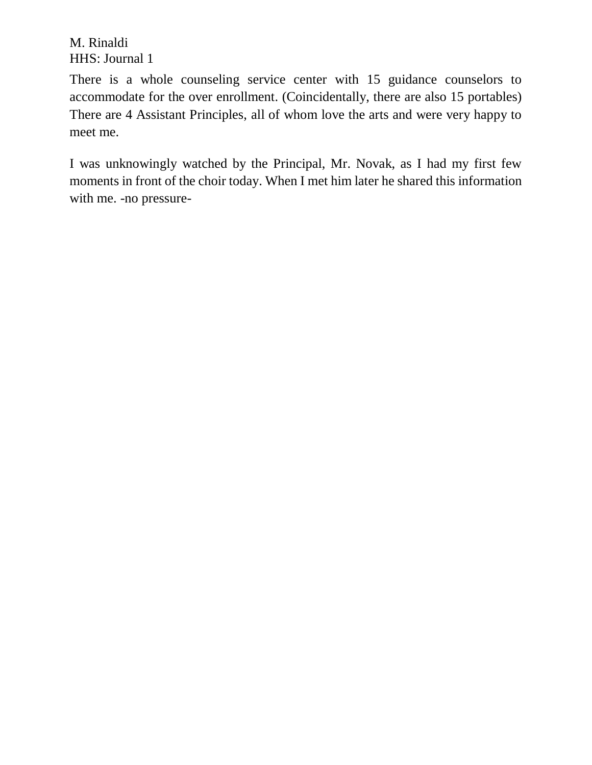There is a whole counseling service center with 15 guidance counselors to accommodate for the over enrollment. (Coincidentally, there are also 15 portables) There are 4 Assistant Principles, all of whom love the arts and were very happy to meet me.

I was unknowingly watched by the Principal, Mr. Novak, as I had my first few moments in front of the choir today. When I met him later he shared this information with me. -no pressure-